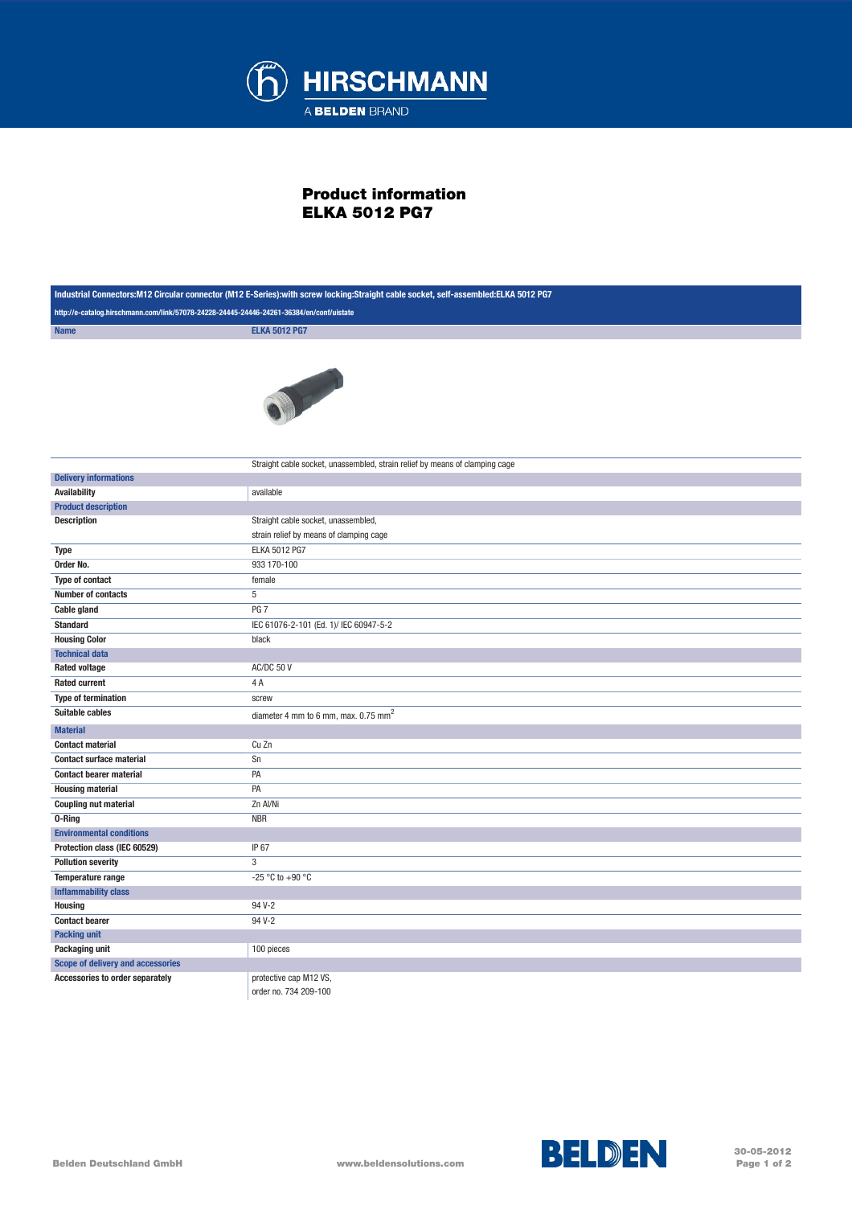# Product information
# ELKA 5012 PG7

**Industrial Connectors:M12 Circular connector (M12 E-Series):with screw locking:Straight cable socket, self-assembled:ELKA 5012 PG7**

http://e-catalog.hirschmann.com/link/57078-24228-24445-24446-24261-36384/en/conf/uistate

| Name | ELKA 5012 PG7 |
|---|---|
| | Straight cable socket, unassembled, strain relief by means of clamping cage |
| **Delivery informations** | |
| Availability | available |
| **Product description** | |
| Description | Straight cable socket, unassembled, strain relief by means of clamping cage |
| Type | ELKA 5012 PG7 |
| Order No. | 933 170-100 |
| Type of contact | female |
| Number of contacts | 5 |
| Cable gland | PG 7 |
| Standard | IEC 61076-2-101 (Ed. 1)/ IEC 60947-5-2 |
| Housing Color | black |
| **Technical data** | |
| Rated voltage | AC/DC 50 V |
| Rated current | 4 A |
| Type of termination | screw |
| Suitable cables | diameter 4 mm to 6 mm, max. 0.75 mm$^2$ |
| **Material** | |
| Contact material | Cu Zn |
| Contact surface material | Sn |
| Contact bearer material | PA |
| Housing material | PA |
| Coupling nut material | Zn Al/Ni |
| O-Ring | NBR |
| **Environmental conditions** | |
| Protection class (IEC 60529) | IP 67 |
| Pollution severity | 3 |
| Temperature range | -25 °C to +90 °C |
| **Inflammability class** | |
| Housing | 94 V-2 |
| Contact bearer | 94 V-2 |
| **Packing unit** | |
| Packaging unit | 100 pieces |
| **Scope of delivery and accessories** | |
| Accessories to order separately | protective cap M12 VS, order no. 734 209-100 |

Belden Deutschland GmbH www.beldensolutions.com 30-05-2012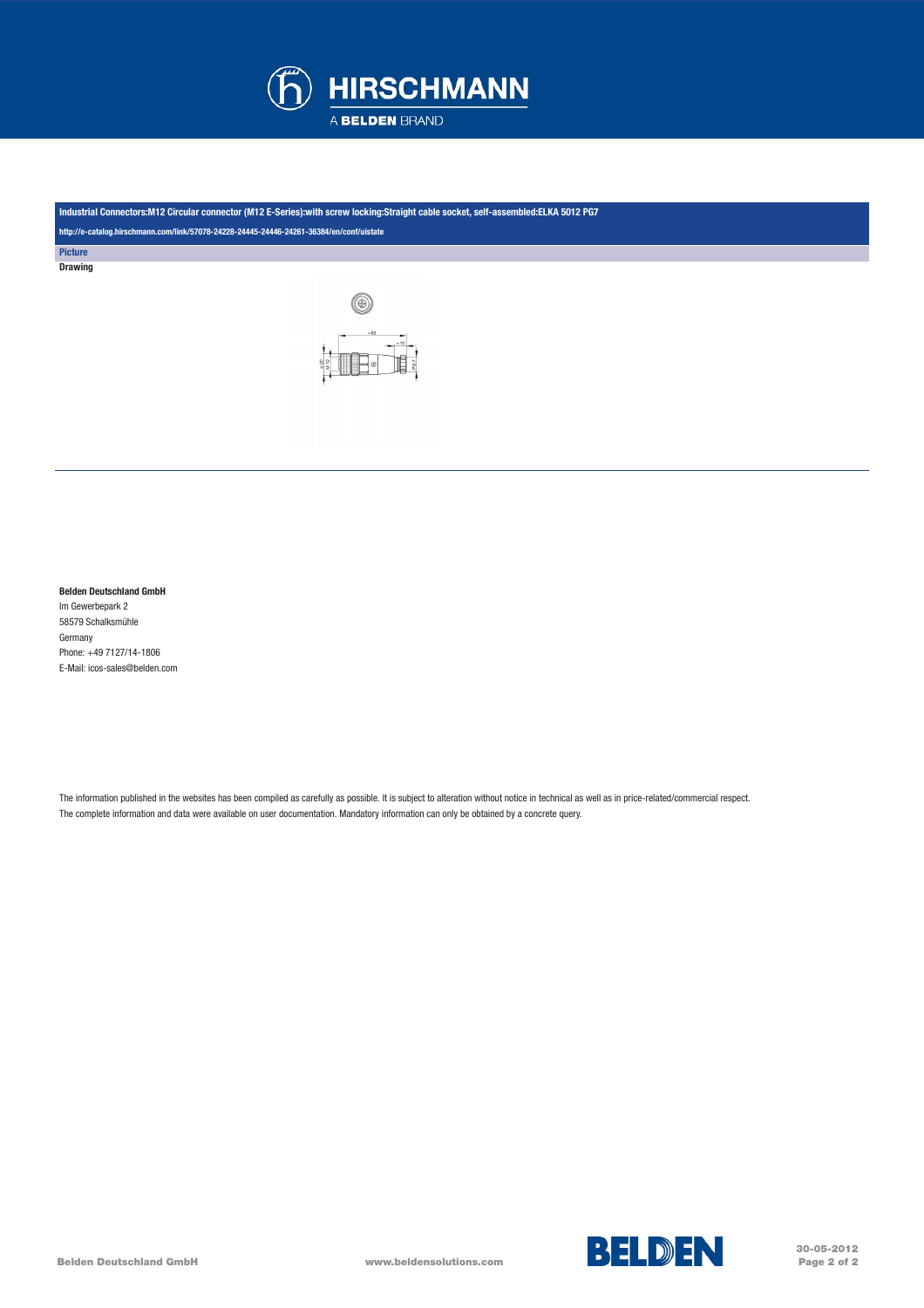**Industrial Connectors:M12 Circular connector (M12 E-Series):with screw locking:Straight cable socket, self-assembled:ELKA 5012 PG7**

http://e-catalog.hirschmann.com/link/57078-24228-24445-24446-24261-36384/en/conf/uistate

**Picture**

**Drawing**

~50

~10

ø 20

M 12

PG 7

**Belden Deutschland GmbH**
Im Gewerbepark 2
58579 Schalksmühle
Germany
Phone: +49 7127/14-1806
E-Mail: icos-sales@belden.com

The information published in the websites has been compiled as carefully as possible. It is subject to alteration without notice in technical as well as in price-related/commercial respect.
The complete information and data were available on user documentation. Mandatory information can only be obtained by a concrete query.